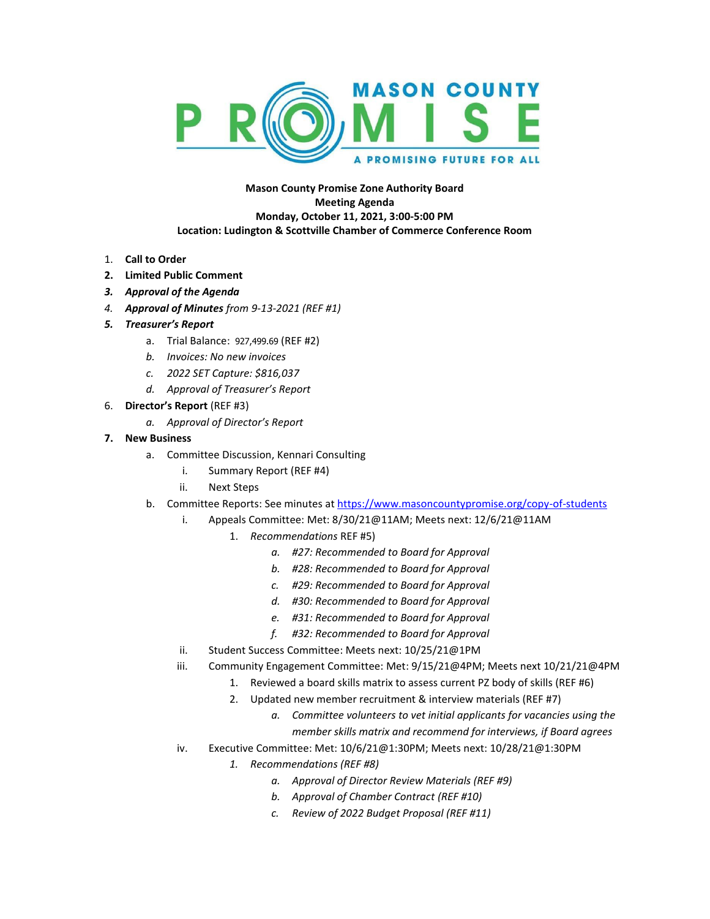**Mason County Promise Zone Authority Board**
**Meeting Agenda**
**Monday, October 11, 2021, 3:00-5:00 PM**
**Location: Ludington & Scottville Chamber of Commerce Conference Room**

1. **Call to Order**
2. **Limited Public Comment**
3. ***Approval of the Agenda***
4. ***Approval of Minutes*** *from 9-13-2021 (REF #1)*
5. ***Treasurer's Report***
   a. Trial Balance: 927,499.69 (REF #2)
   b. *Invoices: No new invoices*
   c. *2022 SET Capture: $816,037*
   d. *Approval of Treasurer's Report*
6. **Director's Report** (REF #3)
   a. *Approval of Director's Report*
7. **New Business**
   a. Committee Discussion, Kennari Consulting
      i. Summary Report (REF #4)
      ii. Next Steps
   b. Committee Reports: See minutes at https://www.masoncountypromise.org/copy-of-students
      i. Appeals Committee: Met: 8/30/21@11AM; Meets next: 12/6/21@11AM
         1. *Recommendations* REF #5)
            a. *#27: Recommended to Board for Approval*
            b. *#28: Recommended to Board for Approval*
            c. *#29: Recommended to Board for Approval*
            d. *#30: Recommended to Board for Approval*
            e. *#31: Recommended to Board for Approval*
            f. *#32: Recommended to Board for Approval*
      ii. Student Success Committee: Meets next: 10/25/21@1PM
      iii. Community Engagement Committee: Met: 9/15/21@4PM; Meets next 10/21/21@4PM
         1. Reviewed a board skills matrix to assess current PZ body of skills (REF #6)
         2. Updated new member recruitment & interview materials (REF #7)
            a. *Committee volunteers to vet initial applicants for vacancies using the member skills matrix and recommend for interviews, if Board agrees*
      iv. Executive Committee: Met: 10/6/21@1:30PM; Meets next: 10/28/21@1:30PM
         1. *Recommendations (REF #8)*
            a. *Approval of Director Review Materials (REF #9)*
            b. *Approval of Chamber Contract (REF #10)*
            c. *Review of 2022 Budget Proposal (REF #11)*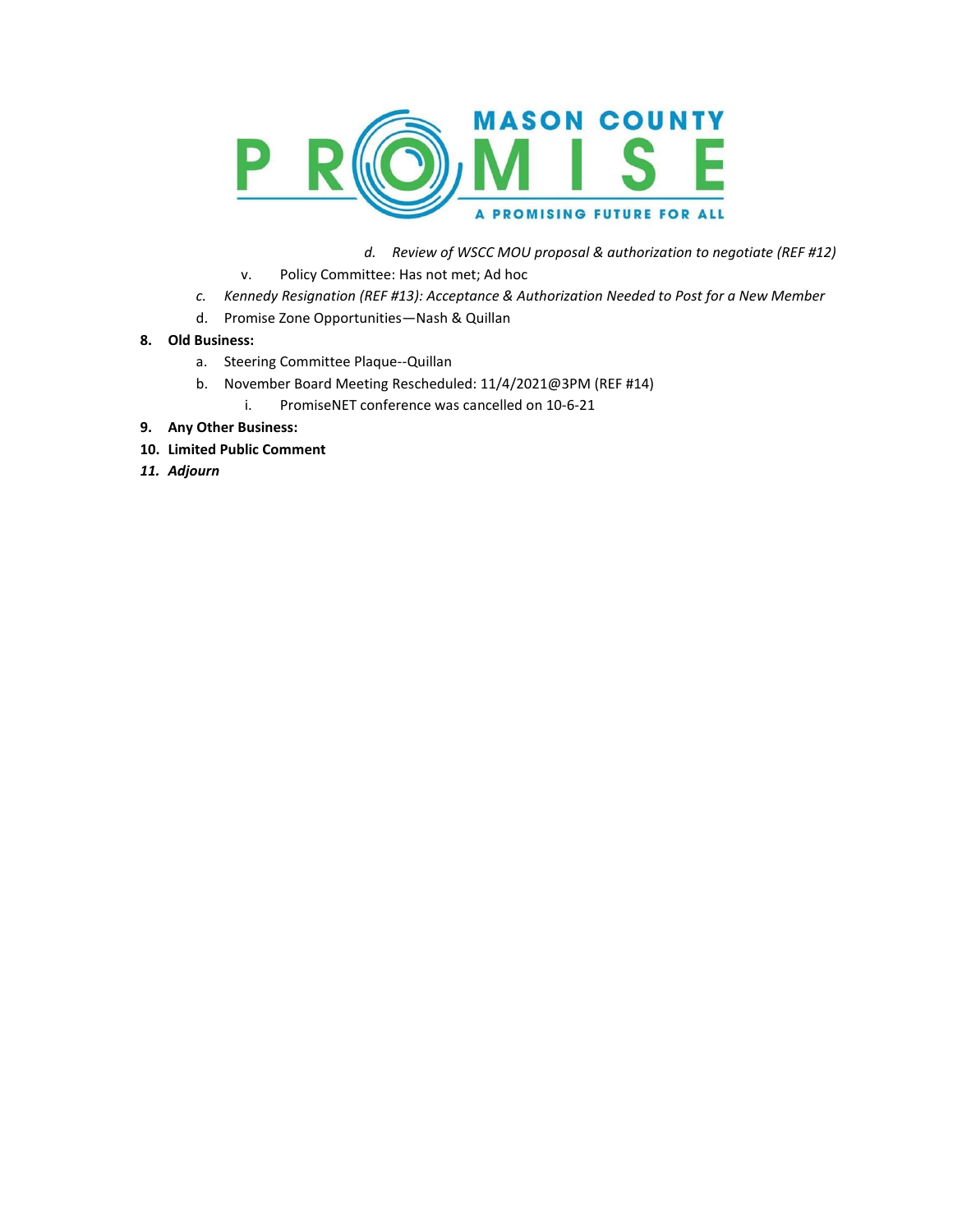MASON COUNTY PROMISE

A PROMISING FUTURE FOR ALL

- *d. Review of WSCC MOU proposal & authorization to negotiate (REF #12)*
- v. Policy Committee: Has not met; Ad hoc
- *c. Kennedy Resignation (REF #13): Acceptance & Authorization Needed to Post for a New Member*
- d. Promise Zone Opportunities—Nash & Quillan

**8. Old Business:**

- a. Steering Committee Plaque--Quillan
- b. November Board Meeting Rescheduled: 11/4/2021@3PM (REF #14)
  - i. PromiseNET conference was cancelled on 10-6-21

**9. Any Other Business:**

**10. Limited Public Comment**

***11. Adjourn***